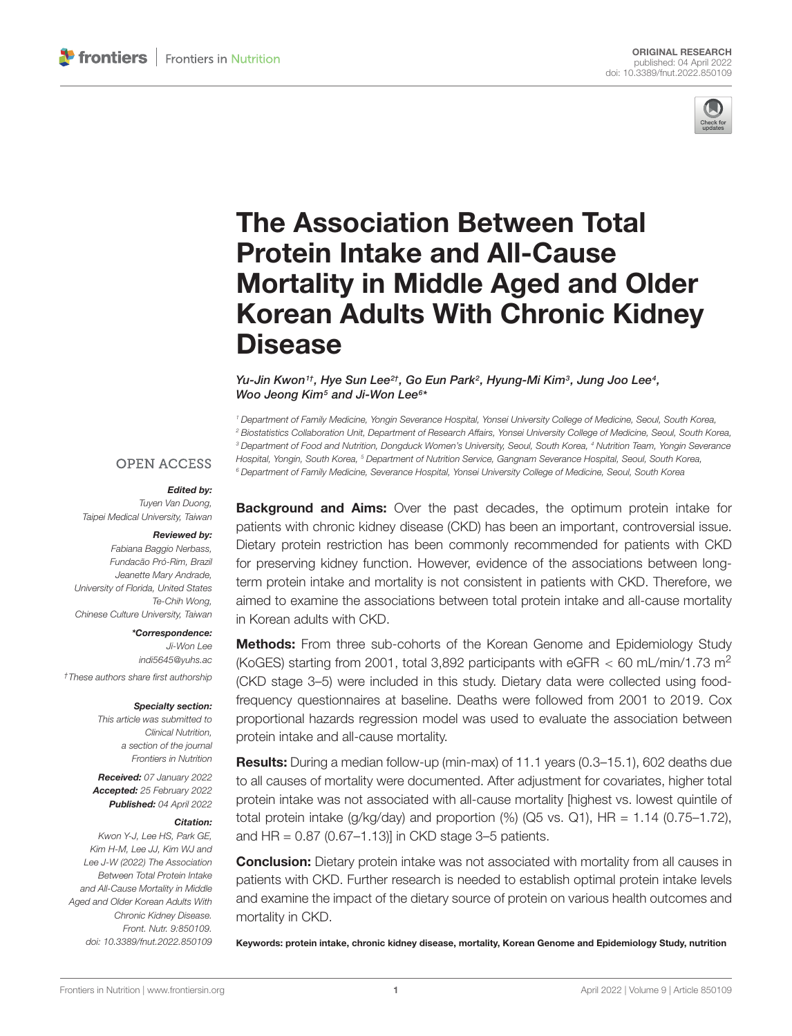ORIGINAL RESEARCH
published: 04 April 2022
doi: 10.3389/fnut.2022.850109

# The Association Between Total Protein Intake and All-Cause Mortality in Middle Aged and Older Korean Adults With Chronic Kidney Disease

*Yu-Jin Kwon[1†], Hye Sun Lee[2†], Go Eun Park[2], Hyung-Mi Kim[3], Jung Joo Lee[4], Woo Jeong Kim[5] and Ji-Won Lee[6*]*

[1] Department of Family Medicine, Yongin Severance Hospital, Yonsei University College of Medicine, Seoul, South Korea, [2] Biostatistics Collaboration Unit, Department of Research Affairs, Yonsei University College of Medicine, Seoul, South Korea, [3] Department of Food and Nutrition, Dongduck Women's University, Seoul, South Korea, [4] Nutrition Team, Yongin Severance Hospital, Yongin, South Korea, [5] Department of Nutrition Service, Gangnam Severance Hospital, Seoul, South Korea, [6] Department of Family Medicine, Severance Hospital, Yonsei University College of Medicine, Seoul, South Korea

OPEN ACCESS

***Edited by:***
*Tuyen Van Duong,*
*Taipei Medical University, Taiwan*

***Reviewed by:***
*Fabiana Baggio Nerbass,*
*Fundacão Pró-Rim, Brazil*
*Jeanette Mary Andrade,*
*University of Florida, United States*
*Te-Chih Wong,*
*Chinese Culture University, Taiwan*

***\*Correspondence:***
*Ji-Won Lee*
*indi5645@yuhs.ac*

*†These authors share first authorship*

***Specialty section:***
*This article was submitted to Clinical Nutrition, a section of the journal Frontiers in Nutrition*

***Received:*** *07 January 2022*
***Accepted:*** *25 February 2022*
***Published:*** *04 April 2022*

***Citation:***
*Kwon Y-J, Lee HS, Park GE, Kim H-M, Lee JJ, Kim WJ and Lee J-W (2022) The Association Between Total Protein Intake and All-Cause Mortality in Middle Aged and Older Korean Adults With Chronic Kidney Disease. Front. Nutr. 9:850109. doi: 10.3389/fnut.2022.850109*

**Background and Aims:** Over the past decades, the optimum protein intake for patients with chronic kidney disease (CKD) has been an important, controversial issue. Dietary protein restriction has been commonly recommended for patients with CKD for preserving kidney function. However, evidence of the associations between long-term protein intake and mortality is not consistent in patients with CKD. Therefore, we aimed to examine the associations between total protein intake and all-cause mortality in Korean adults with CKD.

**Methods:** From three sub-cohorts of the Korean Genome and Epidemiology Study (KoGES) starting from 2001, total 3,892 participants with eGFR $< 60$ mL/min/1.73 m$^2$ (CKD stage 3–5) were included in this study. Dietary data were collected using food-frequency questionnaires at baseline. Deaths were followed from 2001 to 2019. Cox proportional hazards regression model was used to evaluate the association between protein intake and all-cause mortality.

**Results:** During a median follow-up (min-max) of 11.1 years (0.3–15.1), 602 deaths due to all causes of mortality were documented. After adjustment for covariates, higher total protein intake was not associated with all-cause mortality [highest vs. lowest quintile of total protein intake (g/kg/day) and proportion (%) (Q5 vs. Q1), HR = 1.14 (0.75–1.72), and HR = 0.87 (0.67–1.13)] in CKD stage 3–5 patients.

**Conclusion:** Dietary protein intake was not associated with mortality from all causes in patients with CKD. Further research is needed to establish optimal protein intake levels and examine the impact of the dietary source of protein on various health outcomes and mortality in CKD.

**Keywords: protein intake, chronic kidney disease, mortality, Korean Genome and Epidemiology Study, nutrition**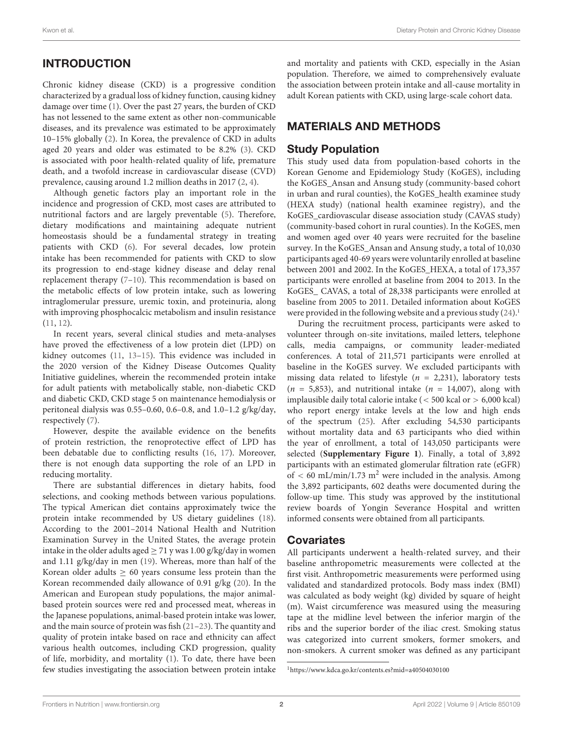## INTRODUCTION

Chronic kidney disease (CKD) is a progressive condition characterized by a gradual loss of kidney function, causing kidney damage over time (1). Over the past 27 years, the burden of CKD has not lessened to the same extent as other non-communicable diseases, and its prevalence was estimated to be approximately 10–15% globally (2). In Korea, the prevalence of CKD in adults aged 20 years and older was estimated to be 8.2% (3). CKD is associated with poor health-related quality of life, premature death, and a twofold increase in cardiovascular disease (CVD) prevalence, causing around 1.2 million deaths in 2017 (2, 4).

Although genetic factors play an important role in the incidence and progression of CKD, most cases are attributed to nutritional factors and are largely preventable (5). Therefore, dietary modifications and maintaining adequate nutrient homeostasis should be a fundamental strategy in treating patients with CKD (6). For several decades, low protein intake has been recommended for patients with CKD to slow its progression to end-stage kidney disease and delay renal replacement therapy (7–10). This recommendation is based on the metabolic effects of low protein intake, such as lowering intraglomerular pressure, uremic toxin, and proteinuria, along with improving phosphocalcic metabolism and insulin resistance (11, 12).

In recent years, several clinical studies and meta-analyses have proved the effectiveness of a low protein diet (LPD) on kidney outcomes (11, 13–15). This evidence was included in the 2020 version of the Kidney Disease Outcomes Quality Initiative guidelines, wherein the recommended protein intake for adult patients with metabolically stable, non-diabetic CKD and diabetic CKD, CKD stage 5 on maintenance hemodialysis or peritoneal dialysis was 0.55–0.60, 0.6–0.8, and 1.0–1.2 g/kg/day, respectively (7).

However, despite the available evidence on the benefits of protein restriction, the renoprotective effect of LPD has been debatable due to conflicting results (16, 17). Moreover, there is not enough data supporting the role of an LPD in reducing mortality.

There are substantial differences in dietary habits, food selections, and cooking methods between various populations. The typical American diet contains approximately twice the protein intake recommended by US dietary guidelines (18). According to the 2001–2014 National Health and Nutrition Examination Survey in the United States, the average protein intake in the older adults aged $\geq$ 71 y was 1.00 g/kg/day in women and 1.11 g/kg/day in men (19). Whereas, more than half of the Korean older adults $\geq$ 60 years consume less protein than the Korean recommended daily allowance of 0.91 g/kg (20). In the American and European study populations, the major animal-based protein sources were red and processed meat, whereas in the Japanese populations, animal-based protein intake was lower, and the main source of protein was fish (21–23). The quantity and quality of protein intake based on race and ethnicity can affect various health outcomes, including CKD progression, quality of life, morbidity, and mortality (1). To date, there have been few studies investigating the association between protein intake and mortality and patients with CKD, especially in the Asian population. Therefore, we aimed to comprehensively evaluate the association between protein intake and all-cause mortality in adult Korean patients with CKD, using large-scale cohort data.

## MATERIALS AND METHODS

### Study Population

This study used data from population-based cohorts in the Korean Genome and Epidemiology Study (KoGES), including the KoGES_Ansan and Ansung study (community-based cohort in urban and rural counties), the KoGES_health examinee study (HEXA study) (national health examinee registry), and the KoGES_cardiovascular disease association study (CAVAS study) (community-based cohort in rural counties). In the KoGES, men and women aged over 40 years were recruited for the baseline survey. In the KoGES_Ansan and Ansung study, a total of 10,030 participants aged 40-69 years were voluntarily enrolled at baseline between 2001 and 2002. In the KoGES_HEXA, a total of 173,357 participants were enrolled at baseline from 2004 to 2013. In the KoGES_ CAVAS, a total of 28,338 participants were enrolled at baseline from 2005 to 2011. Detailed information about KoGES were provided in the following website and a previous study (24).[1]

During the recruitment process, participants were asked to volunteer through on-site invitations, mailed letters, telephone calls, media campaigns, or community leader-mediated conferences. A total of 211,571 participants were enrolled at baseline in the KoGES survey. We excluded participants with missing data related to lifestyle ($n$ = 2,231), laboratory tests ($n$ = 5,853), and nutritional intake ($n$ = 14,007), along with implausible daily total calorie intake (< 500 kcal or > 6,000 kcal) who report energy intake levels at the low and high ends of the spectrum (25). After excluding 54,530 participants without mortality data and 63 participants who died within the year of enrollment, a total of 143,050 participants were selected (**Supplementary Figure 1**). Finally, a total of 3,892 participants with an estimated glomerular filtration rate (eGFR) of < 60 mL/min/1.73 m$^2$ were included in the analysis. Among the 3,892 participants, 602 deaths were documented during the follow-up time. This study was approved by the institutional review boards of Yongin Severance Hospital and written informed consents were obtained from all participants.

### Covariates

All participants underwent a health-related survey, and their baseline anthropometric measurements were collected at the first visit. Anthropometric measurements were performed using validated and standardized protocols. Body mass index (BMI) was calculated as body weight (kg) divided by square of height (m). Waist circumference was measured using the measuring tape at the midline level between the inferior margin of the ribs and the superior border of the iliac crest. Smoking status was categorized into current smokers, former smokers, and non-smokers. A current smoker was defined as any participant

[1] https://www.kdca.go.kr/contents.es?mid=a40504030100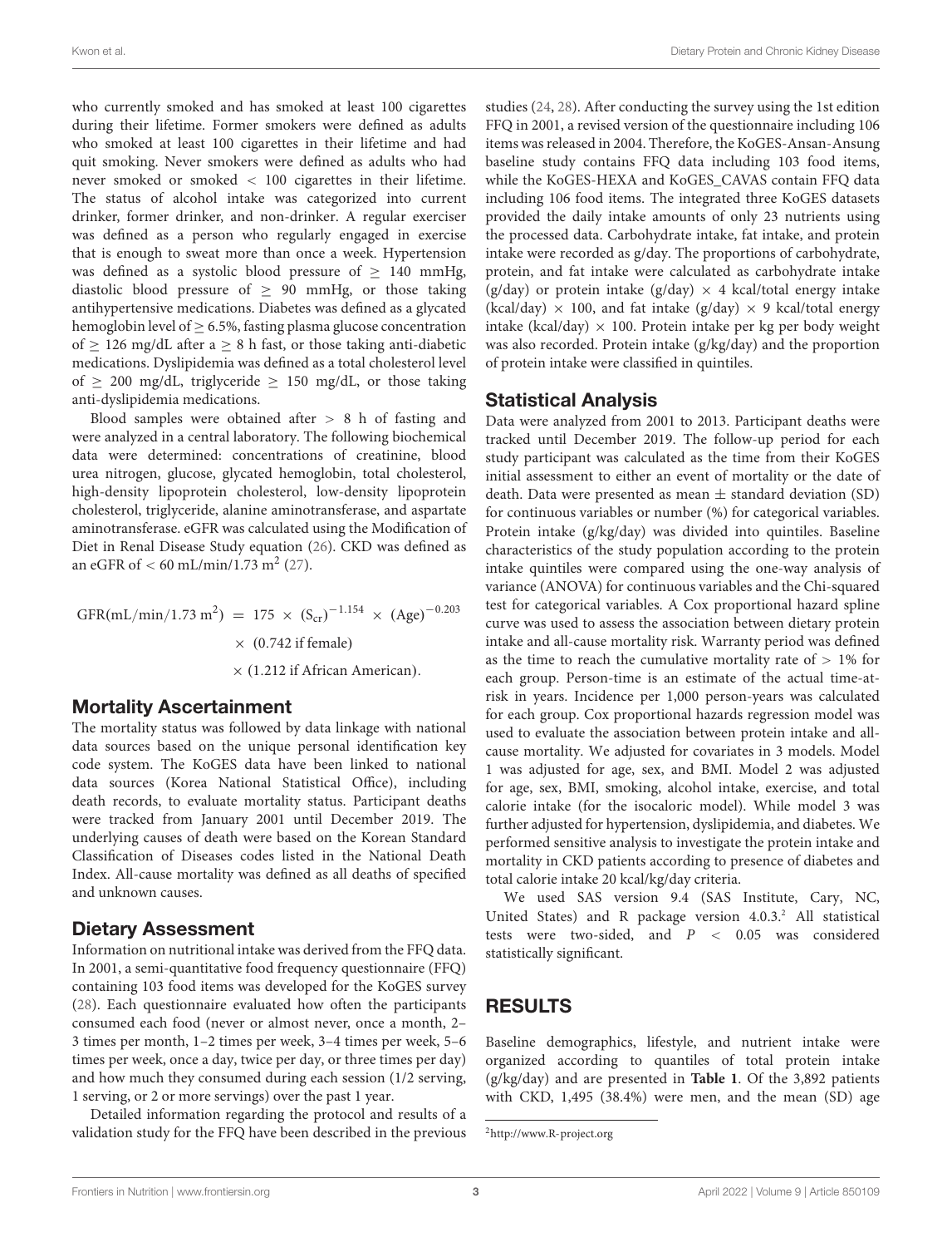who currently smoked and has smoked at least 100 cigarettes during their lifetime. Former smokers were defined as adults who smoked at least 100 cigarettes in their lifetime and had quit smoking. Never smokers were defined as adults who had never smoked or smoked < 100 cigarettes in their lifetime. The status of alcohol intake was categorized into current drinker, former drinker, and non-drinker. A regular exerciser was defined as a person who regularly engaged in exercise that is enough to sweat more than once a week. Hypertension was defined as a systolic blood pressure of ≥ 140 mmHg, diastolic blood pressure of ≥ 90 mmHg, or those taking antihypertensive medications. Diabetes was defined as a glycated hemoglobin level of ≥ 6.5%, fasting plasma glucose concentration of ≥ 126 mg/dL after a ≥ 8 h fast, or those taking anti-diabetic medications. Dyslipidemia was defined as a total cholesterol level of ≥ 200 mg/dL, triglyceride ≥ 150 mg/dL, or those taking anti-dyslipidemia medications.

Blood samples were obtained after > 8 h of fasting and were analyzed in a central laboratory. The following biochemical data were determined: concentrations of creatinine, blood urea nitrogen, glucose, glycated hemoglobin, total cholesterol, high-density lipoprotein cholesterol, low-density lipoprotein cholesterol, triglyceride, alanine aminotransferase, and aspartate aminotransferase. eGFR was calculated using the Modification of Diet in Renal Disease Study equation (26). CKD was defined as an eGFR of < 60 mL/min/1.73 $m^2$ (27).

$$\begin{aligned} \text{GFR(mL/min/1.73 m}^2) &= 175 \times (\text{S}_{\text{cr}})^{-1.154} \times (\text{Age})^{-0.203} \\ &\times (0.742 \text{ if female}) \\ &\times (1.212 \text{ if African American}). \end{aligned}$$

## Mortality Ascertainment

The mortality status was followed by data linkage with national data sources based on the unique personal identification key code system. The KoGES data have been linked to national data sources (Korea National Statistical Office), including death records, to evaluate mortality status. Participant deaths were tracked from January 2001 until December 2019. The underlying causes of death were based on the Korean Standard Classification of Diseases codes listed in the National Death Index. All-cause mortality was defined as all deaths of specified and unknown causes.

## Dietary Assessment

Information on nutritional intake was derived from the FFQ data. In 2001, a semi-quantitative food frequency questionnaire (FFQ) containing 103 food items was developed for the KoGES survey (28). Each questionnaire evaluated how often the participants consumed each food (never or almost never, once a month, 2–3 times per month, 1–2 times per week, 3–4 times per week, 5–6 times per week, once a day, twice per day, or three times per day) and how much they consumed during each session (1/2 serving, 1 serving, or 2 or more servings) over the past 1 year.

Detailed information regarding the protocol and results of a validation study for the FFQ have been described in the previous studies (24, 28). After conducting the survey using the 1st edition FFQ in 2001, a revised version of the questionnaire including 106 items was released in 2004. Therefore, the KoGES-Ansan-Ansung baseline study contains FFQ data including 103 food items, while the KoGES-HEXA and KoGES_CAVAS contain FFQ data including 106 food items. The integrated three KoGES datasets provided the daily intake amounts of only 23 nutrients using the processed data. Carbohydrate intake, fat intake, and protein intake were recorded as g/day. The proportions of carbohydrate, protein, and fat intake were calculated as carbohydrate intake (g/day) or protein intake (g/day) × 4 kcal/total energy intake (kcal/day) × 100, and fat intake (g/day) × 9 kcal/total energy intake (kcal/day) × 100. Protein intake per kg per body weight was also recorded. Protein intake (g/kg/day) and the proportion of protein intake were classified in quintiles.

## Statistical Analysis

Data were analyzed from 2001 to 2013. Participant deaths were tracked until December 2019. The follow-up period for each study participant was calculated as the time from their KoGES initial assessment to either an event of mortality or the date of death. Data were presented as mean ± standard deviation (SD) for continuous variables or number (%) for categorical variables. Protein intake (g/kg/day) was divided into quintiles. Baseline characteristics of the study population according to the protein intake quintiles were compared using the one-way analysis of variance (ANOVA) for continuous variables and the Chi-squared test for categorical variables. A Cox proportional hazard spline curve was used to assess the association between dietary protein intake and all-cause mortality risk. Warranty period was defined as the time to reach the cumulative mortality rate of > 1% for each group. Person-time is an estimate of the actual time-at-risk in years. Incidence per 1,000 person-years was calculated for each group. Cox proportional hazards regression model was used to evaluate the association between protein intake and all-cause mortality. We adjusted for covariates in 3 models. Model 1 was adjusted for age, sex, and BMI. Model 2 was adjusted for age, sex, BMI, smoking, alcohol intake, exercise, and total calorie intake (for the isocaloric model). While model 3 was further adjusted for hypertension, dyslipidemia, and diabetes. We performed sensitive analysis to investigate the protein intake and mortality in CKD patients according to presence of diabetes and total calorie intake 20 kcal/kg/day criteria.

We used SAS version 9.4 (SAS Institute, Cary, NC, United States) and R package version 4.0.3.[2] All statistical tests were two-sided, and $P < 0.05$ was considered statistically significant.

# RESULTS

Baseline demographics, lifestyle, and nutrient intake were organized according to quantiles of total protein intake (g/kg/day) and are presented in **Table 1**. Of the 3,892 patients with CKD, 1,495 (38.4%) were men, and the mean (SD) age

[2] http://www.R-project.org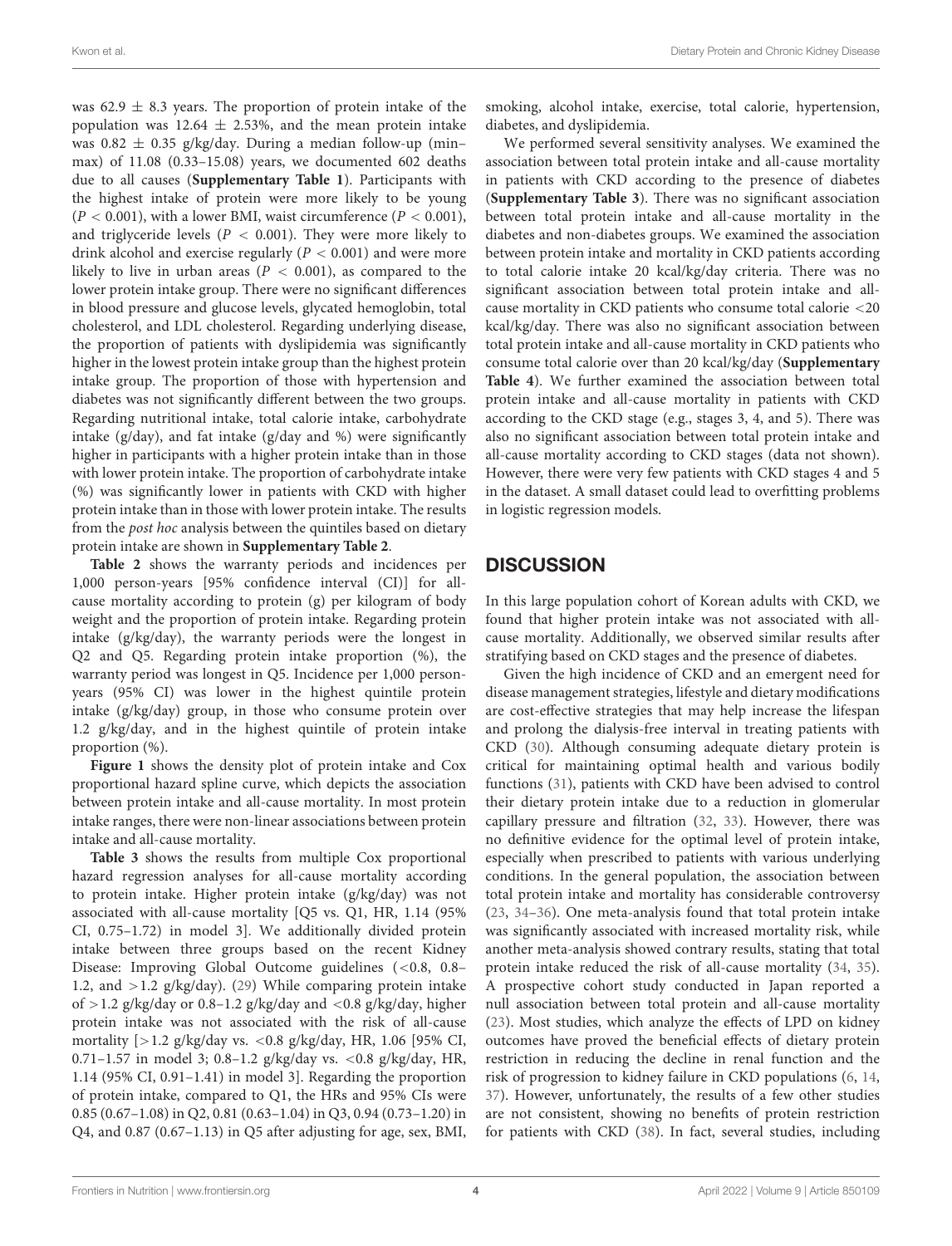was 62.9 ± 8.3 years. The proportion of protein intake of the population was 12.64 ± 2.53%, and the mean protein intake was 0.82 ± 0.35 g/kg/day. During a median follow-up (min–max) of 11.08 (0.33–15.08) years, we documented 602 deaths due to all causes (**Supplementary Table 1**). Participants with the highest intake of protein were more likely to be young ($P < 0.001$), with a lower BMI, waist circumference ($P < 0.001$), and triglyceride levels ($P < 0.001$). They were more likely to drink alcohol and exercise regularly ($P < 0.001$) and were more likely to live in urban areas ($P < 0.001$), as compared to the lower protein intake group. There were no significant differences in blood pressure and glucose levels, glycated hemoglobin, total cholesterol, and LDL cholesterol. Regarding underlying disease, the proportion of patients with dyslipidemia was significantly higher in the lowest protein intake group than the highest protein intake group. The proportion of those with hypertension and diabetes was not significantly different between the two groups. Regarding nutritional intake, total calorie intake, carbohydrate intake (g/day), and fat intake (g/day and %) were significantly higher in participants with a higher protein intake than in those with lower protein intake. The proportion of carbohydrate intake (%) was significantly lower in patients with CKD with higher protein intake than in those with lower protein intake. The results from the *post hoc* analysis between the quintiles based on dietary protein intake are shown in **Supplementary Table 2**.

**Table 2** shows the warranty periods and incidences per 1,000 person-years [95% confidence interval (CI)] for all-cause mortality according to protein (g) per kilogram of body weight and the proportion of protein intake. Regarding protein intake (g/kg/day), the warranty periods were the longest in Q2 and Q5. Regarding protein intake proportion (%), the warranty period was longest in Q5. Incidence per 1,000 person-years (95% CI) was lower in the highest quintile protein intake (g/kg/day) group, in those who consume protein over 1.2 g/kg/day, and in the highest quintile of protein intake proportion (%).

**Figure 1** shows the density plot of protein intake and Cox proportional hazard spline curve, which depicts the association between protein intake and all-cause mortality. In most protein intake ranges, there were non-linear associations between protein intake and all-cause mortality.

**Table 3** shows the results from multiple Cox proportional hazard regression analyses for all-cause mortality according to protein intake. Higher protein intake (g/kg/day) was not associated with all-cause mortality [Q5 vs. Q1, HR, 1.14 (95% CI, 0.75–1.72) in model 3]. We additionally divided protein intake between three groups based on the recent Kidney Disease: Improving Global Outcome guidelines (<0.8, 0.8–1.2, and >1.2 g/kg/day). (29) While comparing protein intake of >1.2 g/kg/day or 0.8–1.2 g/kg/day and <0.8 g/kg/day, higher protein intake was not associated with the risk of all-cause mortality [>1.2 g/kg/day vs. <0.8 g/kg/day, HR, 1.06 [95% CI, 0.71–1.57 in model 3; 0.8–1.2 g/kg/day vs. <0.8 g/kg/day, HR, 1.14 (95% CI, 0.91–1.41) in model 3]. Regarding the proportion of protein intake, compared to Q1, the HRs and 95% CIs were 0.85 (0.67–1.08) in Q2, 0.81 (0.63–1.04) in Q3, 0.94 (0.73–1.20) in Q4, and 0.87 (0.67–1.13) in Q5 after adjusting for age, sex, BMI, smoking, alcohol intake, exercise, total calorie, hypertension, diabetes, and dyslipidemia.

We performed several sensitivity analyses. We examined the association between total protein intake and all-cause mortality in patients with CKD according to the presence of diabetes (**Supplementary Table 3**). There was no significant association between total protein intake and all-cause mortality in the diabetes and non-diabetes groups. We examined the association between protein intake and mortality in CKD patients according to total calorie intake 20 kcal/kg/day criteria. There was no significant association between total protein intake and all-cause mortality in CKD patients who consume total calorie <20 kcal/kg/day. There was also no significant association between total protein intake and all-cause mortality in CKD patients who consume total calorie over than 20 kcal/kg/day (**Supplementary Table 4**). We further examined the association between total protein intake and all-cause mortality in patients with CKD according to the CKD stage (e.g., stages 3, 4, and 5). There was also no significant association between total protein intake and all-cause mortality according to CKD stages (data not shown). However, there were very few patients with CKD stages 4 and 5 in the dataset. A small dataset could lead to overfitting problems in logistic regression models.

## DISCUSSION

In this large population cohort of Korean adults with CKD, we found that higher protein intake was not associated with all-cause mortality. Additionally, we observed similar results after stratifying based on CKD stages and the presence of diabetes.

Given the high incidence of CKD and an emergent need for disease management strategies, lifestyle and dietary modifications are cost-effective strategies that may help increase the lifespan and prolong the dialysis-free interval in treating patients with CKD (30). Although consuming adequate dietary protein is critical for maintaining optimal health and various bodily functions (31), patients with CKD have been advised to control their dietary protein intake due to a reduction in glomerular capillary pressure and filtration (32, 33). However, there was no definitive evidence for the optimal level of protein intake, especially when prescribed to patients with various underlying conditions. In the general population, the association between total protein intake and mortality has considerable controversy (23, 34–36). One meta-analysis found that total protein intake was significantly associated with increased mortality risk, while another meta-analysis showed contrary results, stating that total protein intake reduced the risk of all-cause mortality (34, 35). A prospective cohort study conducted in Japan reported a null association between total protein and all-cause mortality (23). Most studies, which analyze the effects of LPD on kidney outcomes have proved the beneficial effects of dietary protein restriction in reducing the decline in renal function and the risk of progression to kidney failure in CKD populations (6, 14, 37). However, unfortunately, the results of a few other studies are not consistent, showing no benefits of protein restriction for patients with CKD (38). In fact, several studies, including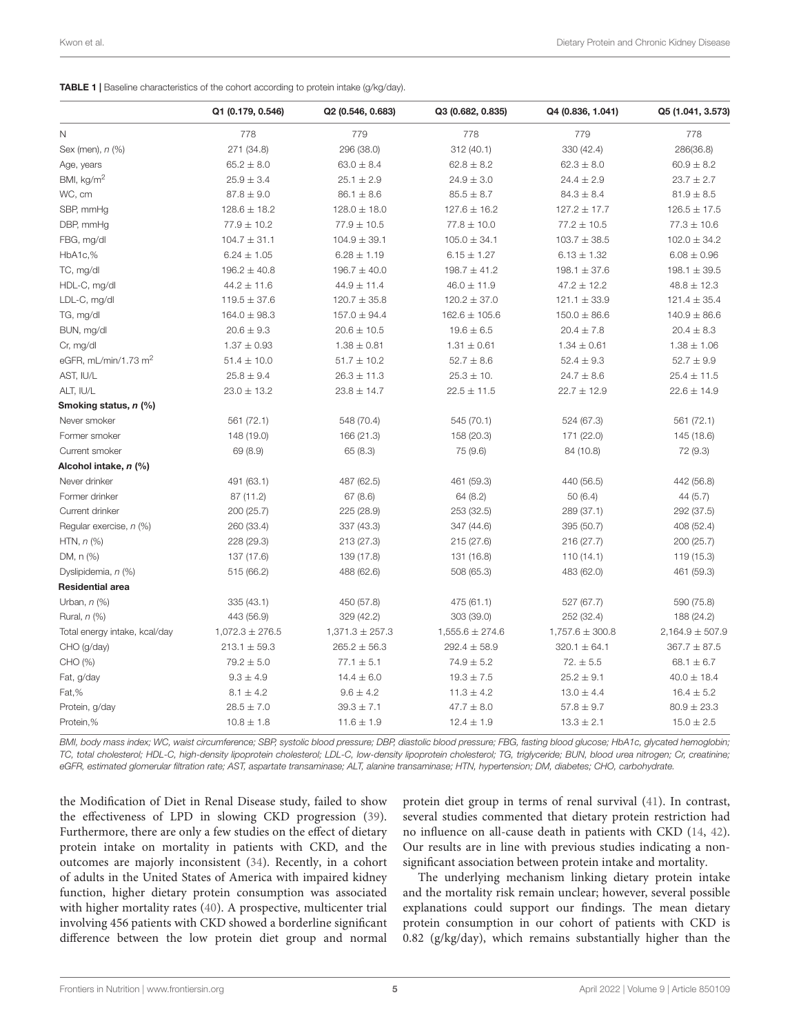**TABLE 1** | Baseline characteristics of the cohort according to protein intake (g/kg/day).

| | Q1 (0.179, 0.546) | Q2 (0.546, 0.683) | Q3 (0.682, 0.835) | Q4 (0.836, 1.041) | Q5 (1.041, 3.573) |
|---|---|---|---|---|---|
| N | 778 | 779 | 778 | 779 | 778 |
| Sex (men), *n* (%) | 271 (34.8) | 296 (38.0) | 312 (40.1) | 330 (42.4) | 286(36.8) |
| Age, years | 65.2 ± 8.0 | 63.0 ± 8.4 | 62.8 ± 8.2 | 62.3 ± 8.0 | 60.9 ± 8.2 |
| BMI, kg/m$^2$ | 25.9 ± 3.4 | 25.1 ± 2.9 | 24.9 ± 3.0 | 24.4 ± 2.9 | 23.7 ± 2.7 |
| WC, cm | 87.8 ± 9.0 | 86.1 ± 8.6 | 85.5 ± 8.7 | 84.3 ± 8.4 | 81.9 ± 8.5 |
| SBP, mmHg | 128.6 ± 18.2 | 128.0 ± 18.0 | 127.6 ± 16.2 | 127.2 ± 17.7 | 126.5 ± 17.5 |
| DBP, mmHg | 77.9 ± 10.2 | 77.9 ± 10.5 | 77.8 ± 10.0 | 77.2 ± 10.5 | 77.3 ± 10.6 |
| FBG, mg/dl | 104.7 ± 31.1 | 104.9 ± 39.1 | 105.0 ± 34.1 | 103.7 ± 38.5 | 102.0 ± 34.2 |
| HbA1c,% | 6.24 ± 1.05 | 6.28 ± 1.19 | 6.15 ± 1.27 | 6.13 ± 1.32 | 6.08 ± 0.96 |
| TC, mg/dl | 196.2 ± 40.8 | 196.7 ± 40.0 | 198.7 ± 41.2 | 198.1 ± 37.6 | 198.1 ± 39.5 |
| HDL-C, mg/dl | 44.2 ± 11.6 | 44.9 ± 11.4 | 46.0 ± 11.9 | 47.2 ± 12.2 | 48.8 ± 12.3 |
| LDL-C, mg/dl | 119.5 ± 37.6 | 120.7 ± 35.8 | 120.2 ± 37.0 | 121.1 ± 33.9 | 121.4 ± 35.4 |
| TG, mg/dl | 164.0 ± 98.3 | 157.0 ± 94.4 | 162.6 ± 105.6 | 150.0 ± 86.6 | 140.9 ± 86.6 |
| BUN, mg/dl | 20.6 ± 9.3 | 20.6 ± 10.5 | 19.6 ± 6.5 | 20.4 ± 7.8 | 20.4 ± 8.3 |
| Cr, mg/dl | 1.37 ± 0.93 | 1.38 ± 0.81 | 1.31 ± 0.61 | 1.34 ± 0.61 | 1.38 ± 1.06 |
| eGFR, mL/min/1.73 m$^2$ | 51.4 ± 10.0 | 51.7 ± 10.2 | 52.7 ± 8.6 | 52.4 ± 9.3 | 52.7 ± 9.9 |
| AST, IU/L | 25.8 ± 9.4 | 26.3 ± 11.3 | 25.3 ± 10. | 24.7 ± 8.6 | 25.4 ± 11.5 |
| ALT, IU/L | 23.0 ± 13.2 | 23.8 ± 14.7 | 22.5 ± 11.5 | 22.7 ± 12.9 | 22.6 ± 14.9 |
| **Smoking status, *n* (%)** | | | | | |
| Never smoker | 561 (72.1) | 548 (70.4) | 545 (70.1) | 524 (67.3) | 561 (72.1) |
| Former smoker | 148 (19.0) | 166 (21.3) | 158 (20.3) | 171 (22.0) | 145 (18.6) |
| Current smoker | 69 (8.9) | 65 (8.3) | 75 (9.6) | 84 (10.8) | 72 (9.3) |
| **Alcohol intake, *n* (%)** | | | | | |
| Never drinker | 491 (63.1) | 487 (62.5) | 461 (59.3) | 440 (56.5) | 442 (56.8) |
| Former drinker | 87 (11.2) | 67 (8.6) | 64 (8.2) | 50 (6.4) | 44 (5.7) |
| Current drinker | 200 (25.7) | 225 (28.9) | 253 (32.5) | 289 (37.1) | 292 (37.5) |
| Regular exercise, *n* (%) | 260 (33.4) | 337 (43.3) | 347 (44.6) | 395 (50.7) | 408 (52.4) |
| HTN, *n* (%) | 228 (29.3) | 213 (27.3) | 215 (27.6) | 216 (27.7) | 200 (25.7) |
| DM, n (%) | 137 (17.6) | 139 (17.8) | 131 (16.8) | 110 (14.1) | 119 (15.3) |
| Dyslipidemia, *n* (%) | 515 (66.2) | 488 (62.6) | 508 (65.3) | 483 (62.0) | 461 (59.3) |
| **Residential area** | | | | | |
| Urban, *n* (%) | 335 (43.1) | 450 (57.8) | 475 (61.1) | 527 (67.7) | 590 (75.8) |
| Rural, *n* (%) | 443 (56.9) | 329 (42.2) | 303 (39.0) | 252 (32.4) | 188 (24.2) |
| Total energy intake, kcal/day | 1,072.3 ± 276.5 | 1,371.3 ± 257.3 | 1,555.6 ± 274.6 | 1,757.6 ± 300.8 | 2,164.9 ± 507.9 |
| CHO (g/day) | 213.1 ± 59.3 | 265.2 ± 56.3 | 292.4 ± 58.9 | 320.1 ± 64.1 | 367.7 ± 87.5 |
| CHO (%) | 79.2 ± 5.0 | 77.1 ± 5.1 | 74.9 ± 5.2 | 72. ± 5.5 | 68.1 ± 6.7 |
| Fat, g/day | 9.3 ± 4.9 | 14.4 ± 6.0 | 19.3 ± 7.5 | 25.2 ± 9.1 | 40.0 ± 18.4 |
| Fat,% | 8.1 ± 4.2 | 9.6 ± 4.2 | 11.3 ± 4.2 | 13.0 ± 4.4 | 16.4 ± 5.2 |
| Protein, g/day | 28.5 ± 7.0 | 39.3 ± 7.1 | 47.7 ± 8.0 | 57.8 ± 9.7 | 80.9 ± 23.3 |
| Protein,% | 10.8 ± 1.8 | 11.6 ± 1.9 | 12.4 ± 1.9 | 13.3 ± 2.1 | 15.0 ± 2.5 |

*BMI, body mass index; WC, waist circumference; SBP, systolic blood pressure; DBP, diastolic blood pressure; FBG, fasting blood glucose; HbA1c, glycated hemoglobin; TC, total cholesterol; HDL-C, high-density lipoprotein cholesterol; LDL-C, low-density lipoprotein cholesterol; TG, triglyceride; BUN, blood urea nitrogen; Cr, creatinine; eGFR, estimated glomerular filtration rate; AST, aspartate transaminase; ALT, alanine transaminase; HTN, hypertension; DM, diabetes; CHO, carbohydrate.*

the Modification of Diet in Renal Disease study, failed to show the effectiveness of LPD in slowing CKD progression (39). Furthermore, there are only a few studies on the effect of dietary protein intake on mortality in patients with CKD, and the outcomes are majorly inconsistent (34). Recently, in a cohort of adults in the United States of America with impaired kidney function, higher dietary protein consumption was associated with higher mortality rates (40). A prospective, multicenter trial involving 456 patients with CKD showed a borderline significant difference between the low protein diet group and normal protein diet group in terms of renal survival (41). In contrast, several studies commented that dietary protein restriction had no influence on all-cause death in patients with CKD (14, 42). Our results are in line with previous studies indicating a non-significant association between protein intake and mortality.

The underlying mechanism linking dietary protein intake and the mortality risk remain unclear; however, several possible explanations could support our findings. The mean dietary protein consumption in our cohort of patients with CKD is 0.82 (g/kg/day), which remains substantially higher than the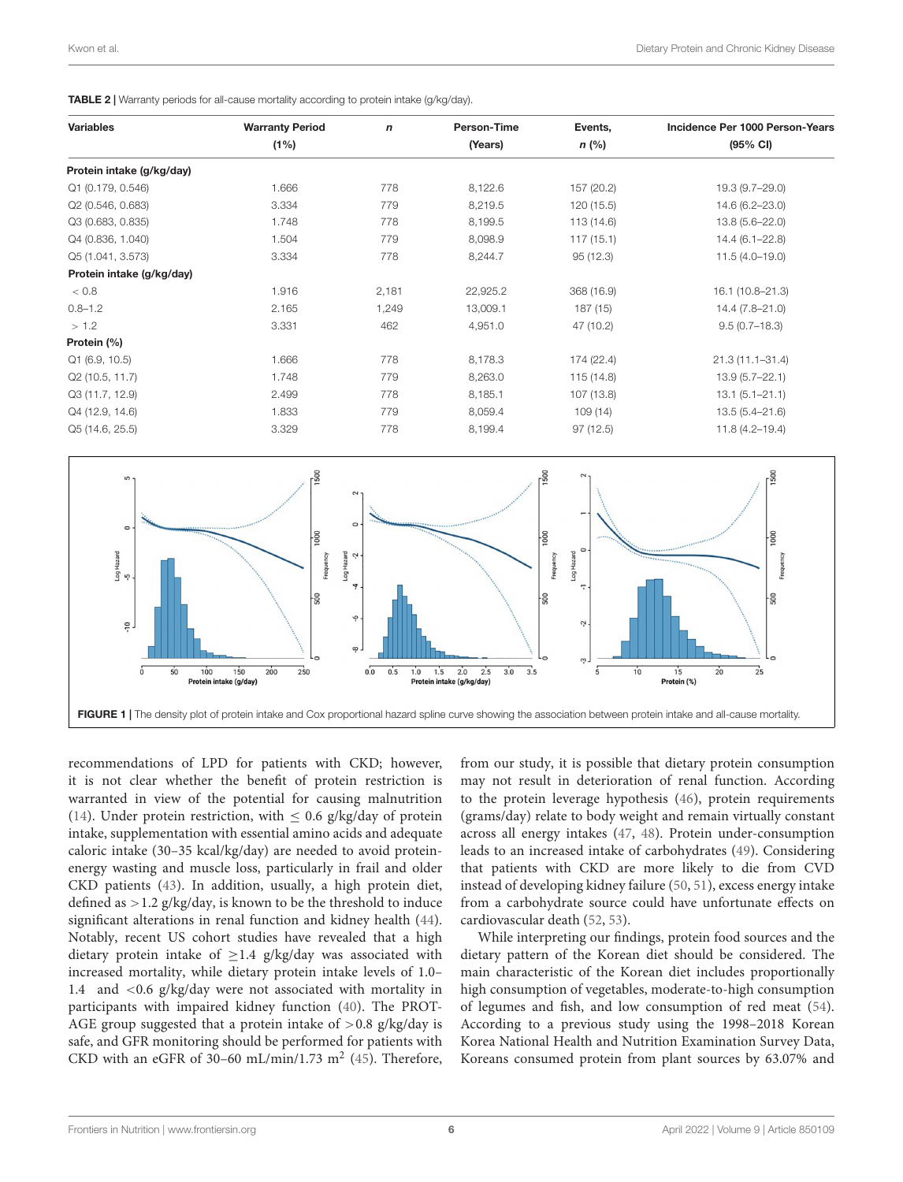**TABLE 2 |** Warranty periods for all-cause mortality according to protein intake (g/kg/day).

| Variables | Warranty Period (1%) | n | Person-Time (Years) | Events, n (%) | Incidence Per 1000 Person-Years (95% CI) |
|---|---|---|---|---|---|
| **Protein intake (g/kg/day)** | | | | | |
| Q1 (0.179, 0.546) | 1.666 | 778 | 8,122.6 | 157 (20.2) | 19.3 (9.7–29.0) |
| Q2 (0.546, 0.683) | 3.334 | 779 | 8,219.5 | 120 (15.5) | 14.6 (6.2–23.0) |
| Q3 (0.683, 0.835) | 1.748 | 778 | 8,199.5 | 113 (14.6) | 13.8 (5.6–22.0) |
| Q4 (0.836, 1.040) | 1.504 | 779 | 8,098.9 | 117 (15.1) | 14.4 (6.1–22.8) |
| Q5 (1.041, 3.573) | 3.334 | 778 | 8,244.7 | 95 (12.3) | 11.5 (4.0–19.0) |
| **Protein intake (g/kg/day)** | | | | | |
| < 0.8 | 1.916 | 2,181 | 22,925.2 | 368 (16.9) | 16.1 (10.8–21.3) |
| 0.8–1.2 | 2.165 | 1,249 | 13,009.1 | 187 (15) | 14.4 (7.8–21.0) |
| > 1.2 | 3.331 | 462 | 4,951.0 | 47 (10.2) | 9.5 (0.7–18.3) |
| **Protein (%)** | | | | | |
| Q1 (6.9, 10.5) | 1.666 | 778 | 8,178.3 | 174 (22.4) | 21.3 (11.1–31.4) |
| Q2 (10.5, 11.7) | 1.748 | 779 | 8,263.0 | 115 (14.8) | 13.9 (5.7–22.1) |
| Q3 (11.7, 12.9) | 2.499 | 778 | 8,185.1 | 107 (13.8) | 13.1 (5.1–21.1) |
| Q4 (12.9, 14.6) | 1.833 | 779 | 8,059.4 | 109 (14) | 13.5 (5.4–21.6) |
| Q5 (14.6, 25.5) | 3.329 | 778 | 8,199.4 | 97 (12.5) | 11.8 (4.2–19.4) |

**FIGURE 1 |** The density plot of protein intake and Cox proportional hazard spline curve showing the association between protein intake and all-cause mortality.

recommendations of LPD for patients with CKD; however, it is not clear whether the benefit of protein restriction is warranted in view of the potential for causing malnutrition (14). Under protein restriction, with ≤ 0.6 g/kg/day of protein intake, supplementation with essential amino acids and adequate caloric intake (30–35 kcal/kg/day) are needed to avoid protein-energy wasting and muscle loss, particularly in frail and older CKD patients (43). In addition, usually, a high protein diet, defined as >1.2 g/kg/day, is known to be the threshold to induce significant alterations in renal function and kidney health (44). Notably, recent US cohort studies have revealed that a high dietary protein intake of ≥1.4 g/kg/day was associated with increased mortality, while dietary protein intake levels of 1.0–1.4 and <0.6 g/kg/day were not associated with mortality in participants with impaired kidney function (40). The PROT-AGE group suggested that a protein intake of >0.8 g/kg/day is safe, and GFR monitoring should be performed for patients with CKD with an eGFR of 30–60 mL/min/1.73 $m^2$ (45). Therefore, from our study, it is possible that dietary protein consumption may not result in deterioration of renal function. According to the protein leverage hypothesis (46), protein requirements (grams/day) relate to body weight and remain virtually constant across all energy intakes (47, 48). Protein under-consumption leads to an increased intake of carbohydrates (49). Considering that patients with CKD are more likely to die from CVD instead of developing kidney failure (50, 51), excess energy intake from a carbohydrate source could have unfortunate effects on cardiovascular death (52, 53).

While interpreting our findings, protein food sources and the dietary pattern of the Korean diet should be considered. The main characteristic of the Korean diet includes proportionally high consumption of vegetables, moderate-to-high consumption of legumes and fish, and low consumption of red meat (54). According to a previous study using the 1998–2018 Korean Korea National Health and Nutrition Examination Survey Data, Koreans consumed protein from plant sources by 63.07% and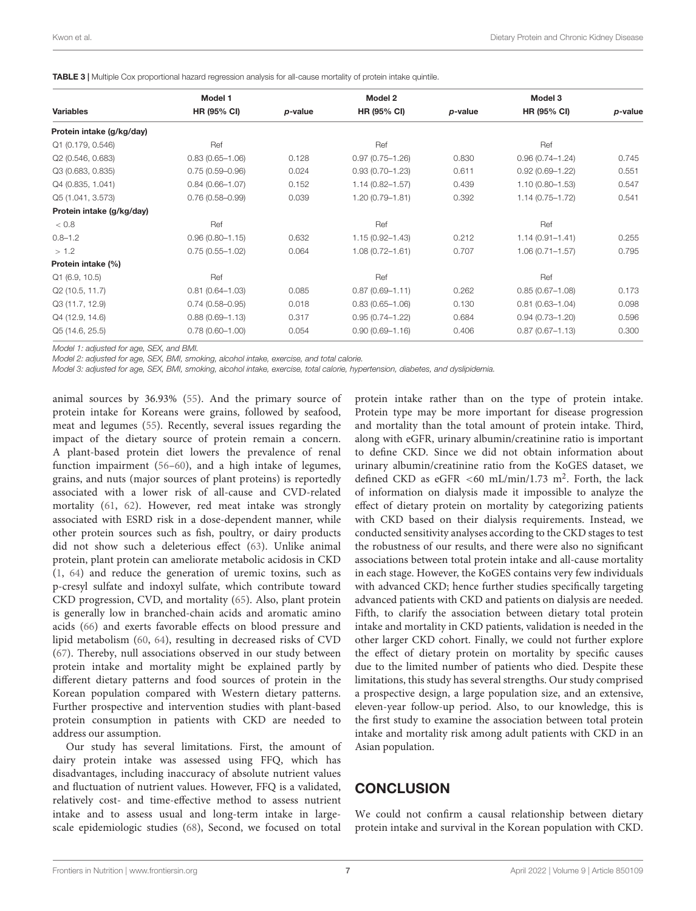**TABLE 3 |** Multiple Cox proportional hazard regression analysis for all-cause mortality of protein intake quintile.

| Variables | Model 1 | | Model 2 | | Model 3 | |
|---|---|---|---|---|---|---|
| | HR (95% CI) | *p*-value | HR (95% CI) | *p*-value | HR (95% CI) | *p*-value |
| **Protein intake (g/kg/day)** | | | | | | |
| Q1 (0.179, 0.546) | Ref | | Ref | | Ref | |
| Q2 (0.546, 0.683) | 0.83 (0.65–1.06) | 0.128 | 0.97 (0.75–1.26) | 0.830 | 0.96 (0.74–1.24) | 0.745 |
| Q3 (0.683, 0.835) | 0.75 (0.59–0.96) | 0.024 | 0.93 (0.70–1.23) | 0.611 | 0.92 (0.69–1.22) | 0.551 |
| Q4 (0.835, 1.041) | 0.84 (0.66–1.07) | 0.152 | 1.14 (0.82–1.57) | 0.439 | 1.10 (0.80–1.53) | 0.547 |
| Q5 (1.041, 3.573) | 0.76 (0.58–0.99) | 0.039 | 1.20 (0.79–1.81) | 0.392 | 1.14 (0.75–1.72) | 0.541 |
| **Protein intake (g/kg/day)** | | | | | | |
| < 0.8 | Ref | | Ref | | Ref | |
| 0.8–1.2 | 0.96 (0.80–1.15) | 0.632 | 1.15 (0.92–1.43) | 0.212 | 1.14 (0.91–1.41) | 0.255 |
| > 1.2 | 0.75 (0.55–1.02) | 0.064 | 1.08 (0.72–1.61) | 0.707 | 1.06 (0.71–1.57) | 0.795 |
| **Protein intake (%)** | | | | | | |
| Q1 (6.9, 10.5) | Ref | | Ref | | Ref | |
| Q2 (10.5, 11.7) | 0.81 (0.64–1.03) | 0.085 | 0.87 (0.69–1.11) | 0.262 | 0.85 (0.67–1.08) | 0.173 |
| Q3 (11.7, 12.9) | 0.74 (0.58–0.95) | 0.018 | 0.83 (0.65–1.06) | 0.130 | 0.81 (0.63–1.04) | 0.098 |
| Q4 (12.9, 14.6) | 0.88 (0.69–1.13) | 0.317 | 0.95 (0.74–1.22) | 0.684 | 0.94 (0.73–1.20) | 0.596 |
| Q5 (14.6, 25.5) | 0.78 (0.60–1.00) | 0.054 | 0.90 (0.69–1.16) | 0.406 | 0.87 (0.67–1.13) | 0.300 |

*Model 1: adjusted for age, SEX, and BMI.*
*Model 2: adjusted for age, SEX, BMI, smoking, alcohol intake, exercise, and total calorie.*
*Model 3: adjusted for age, SEX, BMI, smoking, alcohol intake, exercise, total calorie, hypertension, diabetes, and dyslipidemia.*

animal sources by 36.93% (55). And the primary source of protein intake for Koreans were grains, followed by seafood, meat and legumes (55). Recently, several issues regarding the impact of the dietary source of protein remain a concern. A plant-based protein diet lowers the prevalence of renal function impairment (56–60), and a high intake of legumes, grains, and nuts (major sources of plant proteins) is reportedly associated with a lower risk of all-cause and CVD-related mortality (61, 62). However, red meat intake was strongly associated with ESRD risk in a dose-dependent manner, while other protein sources such as fish, poultry, or dairy products did not show such a deleterious effect (63). Unlike animal protein, plant protein can ameliorate metabolic acidosis in CKD (1, 64) and reduce the generation of uremic toxins, such as p-cresyl sulfate and indoxyl sulfate, which contribute toward CKD progression, CVD, and mortality (65). Also, plant protein is generally low in branched-chain acids and aromatic amino acids (66) and exerts favorable effects on blood pressure and lipid metabolism (60, 64), resulting in decreased risks of CVD (67). Thereby, null associations observed in our study between protein intake and mortality might be explained partly by different dietary patterns and food sources of protein in the Korean population compared with Western dietary patterns. Further prospective and intervention studies with plant-based protein consumption in patients with CKD are needed to address our assumption.

Our study has several limitations. First, the amount of dairy protein intake was assessed using FFQ, which has disadvantages, including inaccuracy of absolute nutrient values and fluctuation of nutrient values. However, FFQ is a validated, relatively cost- and time-effective method to assess nutrient intake and to assess usual and long-term intake in large-scale epidemiologic studies (68), Second, we focused on total protein intake rather than on the type of protein intake. Protein type may be more important for disease progression and mortality than the total amount of protein intake. Third, along with eGFR, urinary albumin/creatinine ratio is important to define CKD. Since we did not obtain information about urinary albumin/creatinine ratio from the KoGES dataset, we defined CKD as eGFR <60 mL/min/1.73 m$^2$. Forth, the lack of information on dialysis made it impossible to analyze the effect of dietary protein on mortality by categorizing patients with CKD based on their dialysis requirements. Instead, we conducted sensitivity analyses according to the CKD stages to test the robustness of our results, and there were also no significant associations between total protein intake and all-cause mortality in each stage. However, the KoGES contains very few individuals with advanced CKD; hence further studies specifically targeting advanced patients with CKD and patients on dialysis are needed. Fifth, to clarify the association between dietary total protein intake and mortality in CKD patients, validation is needed in the other larger CKD cohort. Finally, we could not further explore the effect of dietary protein on mortality by specific causes due to the limited number of patients who died. Despite these limitations, this study has several strengths. Our study comprised a prospective design, a large population size, and an extensive, eleven-year follow-up period. Also, to our knowledge, this is the first study to examine the association between total protein intake and mortality risk among adult patients with CKD in an Asian population.

## CONCLUSION

We could not confirm a causal relationship between dietary protein intake and survival in the Korean population with CKD.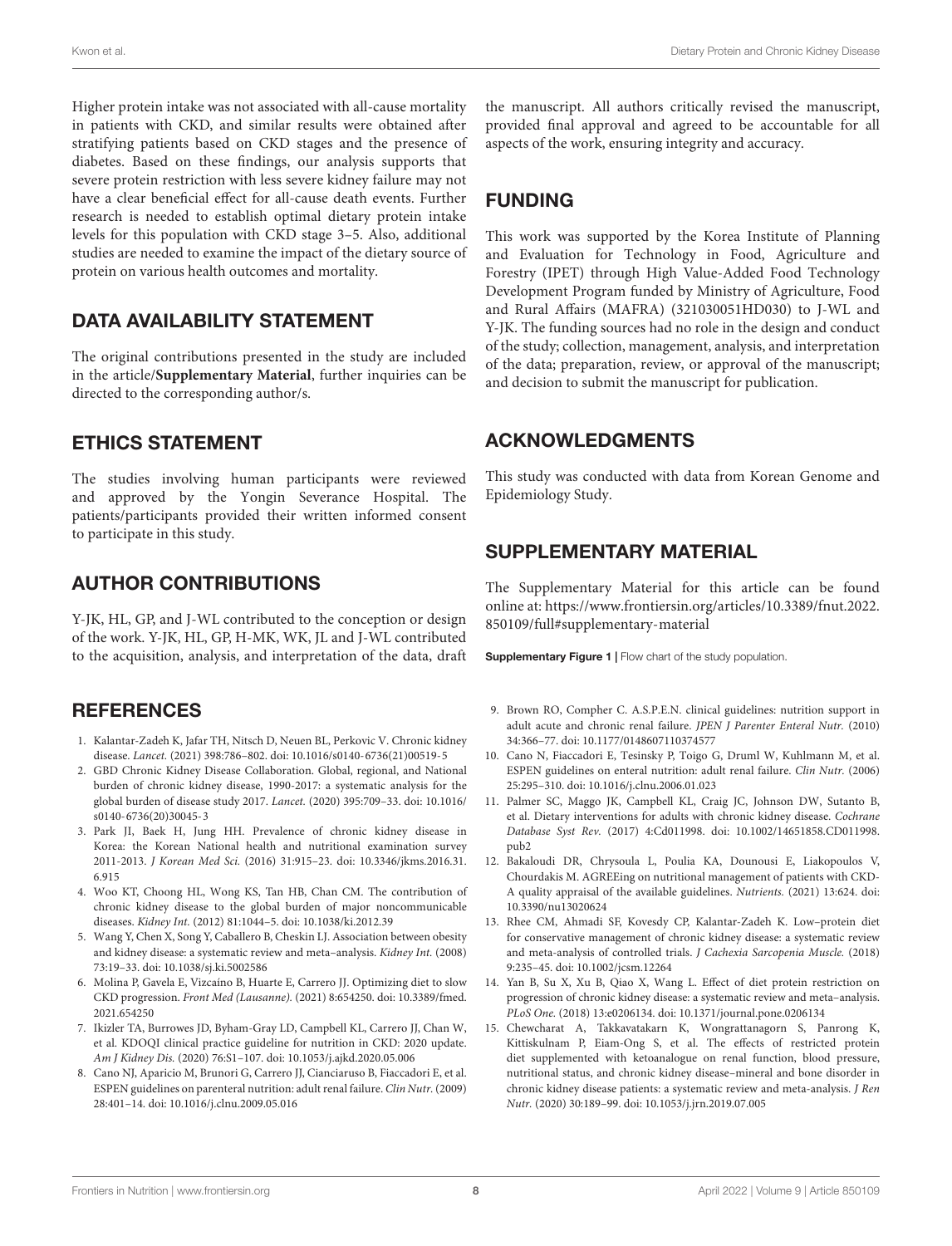Higher protein intake was not associated with all-cause mortality in patients with CKD, and similar results were obtained after stratifying patients based on CKD stages and the presence of diabetes. Based on these findings, our analysis supports that severe protein restriction with less severe kidney failure may not have a clear beneficial effect for all-cause death events. Further research is needed to establish optimal dietary protein intake levels for this population with CKD stage 3–5. Also, additional studies are needed to examine the impact of the dietary source of protein on various health outcomes and mortality.

## DATA AVAILABILITY STATEMENT

The original contributions presented in the study are included in the article/**Supplementary Material**, further inquiries can be directed to the corresponding author/s.

## ETHICS STATEMENT

The studies involving human participants were reviewed and approved by the Yongin Severance Hospital. The patients/participants provided their written informed consent to participate in this study.

## AUTHOR CONTRIBUTIONS

Y-JK, HL, GP, and J-WL contributed to the conception or design of the work. Y-JK, HL, GP, H-MK, WK, JL and J-WL contributed to the acquisition, analysis, and interpretation of the data, draft the manuscript. All authors critically revised the manuscript, provided final approval and agreed to be accountable for all aspects of the work, ensuring integrity and accuracy.

## FUNDING

This work was supported by the Korea Institute of Planning and Evaluation for Technology in Food, Agriculture and Forestry (IPET) through High Value-Added Food Technology Development Program funded by Ministry of Agriculture, Food and Rural Affairs (MAFRA) (321030051HD030) to J-WL and Y-JK. The funding sources had no role in the design and conduct of the study; collection, management, analysis, and interpretation of the data; preparation, review, or approval of the manuscript; and decision to submit the manuscript for publication.

## ACKNOWLEDGMENTS

This study was conducted with data from Korean Genome and Epidemiology Study.

## SUPPLEMENTARY MATERIAL

The Supplementary Material for this article can be found online at: https://www.frontiersin.org/articles/10.3389/fnut.2022.850109/full#supplementary-material

**Supplementary Figure 1 |** Flow chart of the study population.

## REFERENCES

1. Kalantar-Zadeh K, Jafar TH, Nitsch D, Neuen BL, Perkovic V. Chronic kidney disease. *Lancet.* (2021) 398:786–802. doi: 10.1016/s0140-6736(21)00519-5
2. GBD Chronic Kidney Disease Collaboration. Global, regional, and National burden of chronic kidney disease, 1990-2017: a systematic analysis for the global burden of disease study 2017. *Lancet.* (2020) 395:709–33. doi: 10.1016/s0140-6736(20)30045-3
3. Park JI, Baek H, Jung HH. Prevalence of chronic kidney disease in Korea: the Korean National health and nutritional examination survey 2011-2013. *J Korean Med Sci.* (2016) 31:915–23. doi: 10.3346/jkms.2016.31.6.915
4. Woo KT, Choong HL, Wong KS, Tan HB, Chan CM. The contribution of chronic kidney disease to the global burden of major noncommunicable diseases. *Kidney Int.* (2012) 81:1044–5. doi: 10.1038/ki.2012.39
5. Wang Y, Chen X, Song Y, Caballero B, Cheskin LJ. Association between obesity and kidney disease: a systematic review and meta–analysis. *Kidney Int.* (2008) 73:19–33. doi: 10.1038/sj.ki.5002586
6. Molina P, Gavela E, Vizcaíno B, Huarte E, Carrero JJ. Optimizing diet to slow CKD progression. *Front Med (Lausanne).* (2021) 8:654250. doi: 10.3389/fmed.2021.654250
7. Ikizler TA, Burrowes JD, Byham-Gray LD, Campbell KL, Carrero JJ, Chan W, et al. KDOQI clinical practice guideline for nutrition in CKD: 2020 update. *Am J Kidney Dis.* (2020) 76:S1–107. doi: 10.1053/j.ajkd.2020.05.006
8. Cano NJ, Aparicio M, Brunori G, Carrero JJ, Cianciaruso B, Fiaccadori E, et al. ESPEN guidelines on parenteral nutrition: adult renal failure. *Clin Nutr.* (2009) 28:401–14. doi: 10.1016/j.clnu.2009.05.016
9. Brown RO, Compher C. A.S.P.E.N. clinical guidelines: nutrition support in adult acute and chronic renal failure. *JPEN J Parenter Enteral Nutr.* (2010) 34:366–77. doi: 10.1177/0148607110374577
10. Cano N, Fiaccadori E, Tesinsky P, Toigo G, Druml W, Kuhlmann M, et al. ESPEN guidelines on enteral nutrition: adult renal failure. *Clin Nutr.* (2006) 25:295–310. doi: 10.1016/j.clnu.2006.01.023
11. Palmer SC, Maggo JK, Campbell KL, Craig JC, Johnson DW, Sutanto B, et al. Dietary interventions for adults with chronic kidney disease. *Cochrane Database Syst Rev.* (2017) 4:Cd011998. doi: 10.1002/14651858.CD011998.pub2
12. Bakaloudi DR, Chrysoula L, Poulia KA, Dounousi E, Liakopoulos V, Chourdakis M. AGREEing on nutritional management of patients with CKD-A quality appraisal of the available guidelines. *Nutrients.* (2021) 13:624. doi: 10.3390/nu13020624
13. Rhee CM, Ahmadi SF, Kovesdy CP, Kalantar-Zadeh K. Low–protein diet for conservative management of chronic kidney disease: a systematic review and meta-analysis of controlled trials. *J Cachexia Sarcopenia Muscle.* (2018) 9:235–45. doi: 10.1002/jcsm.12264
14. Yan B, Su X, Xu B, Qiao X, Wang L. Effect of diet protein restriction on progression of chronic kidney disease: a systematic review and meta–analysis. *PLoS One.* (2018) 13:e0206134. doi: 10.1371/journal.pone.0206134
15. Chewcharat A, Takkavatakarn K, Wongrattanagorn S, Panrong K, Kittiskulnam P, Eiam-Ong S, et al. The effects of restricted protein diet supplemented with ketoanalogue on renal function, blood pressure, nutritional status, and chronic kidney disease–mineral and bone disorder in chronic kidney disease patients: a systematic review and meta-analysis. *J Ren Nutr.* (2020) 30:189–99. doi: 10.1053/j.jrn.2019.07.005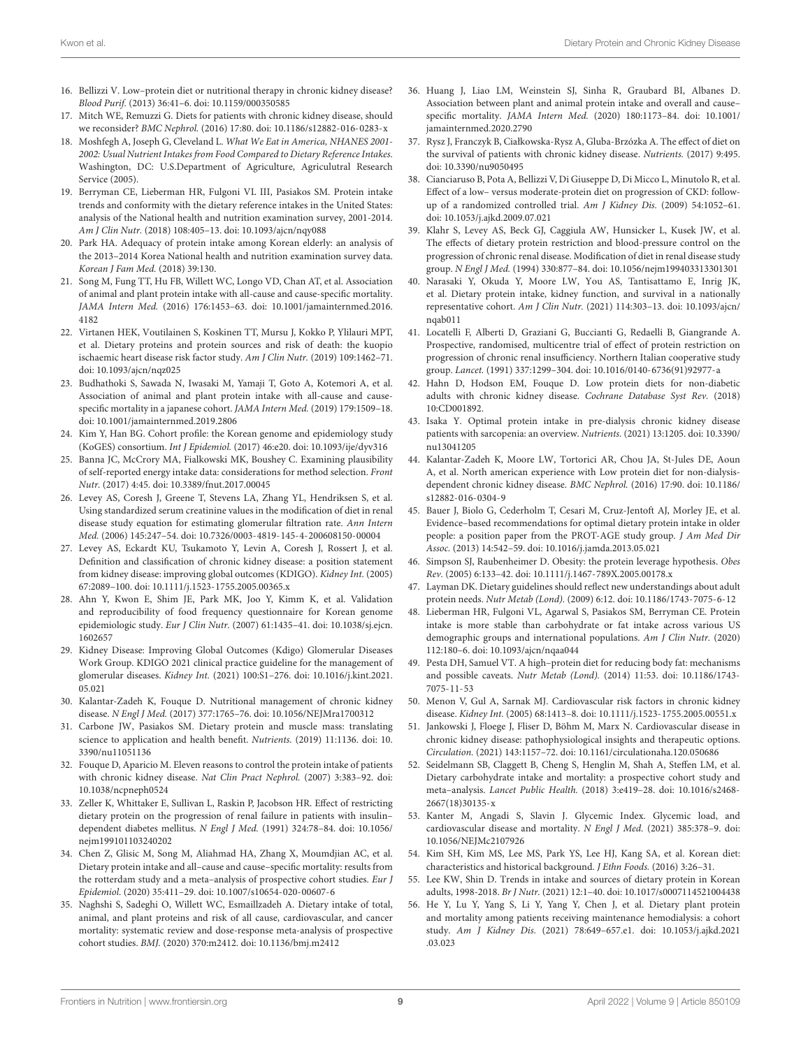16. Bellizzi V. Low–protein diet or nutritional therapy in chronic kidney disease? *Blood Purif.* (2013) 36:41–6. doi: 10.1159/000350585
17. Mitch WE, Remuzzi G. Diets for patients with chronic kidney disease, should we reconsider? *BMC Nephrol.* (2016) 17:80. doi: 10.1186/s12882-016-0283-x
18. Moshfegh A, Joseph G, Cleveland L. *What We Eat in America, NHANES 2001-2002: Usual Nutrient Intakes from Food Compared to Dietary Reference Intakes*. Washington, DC: U.S.Department of Agriculture, Agriculutral Research Service (2005).
19. Berryman CE, Lieberman HR, Fulgoni VL III, Pasiakos SM. Protein intake trends and conformity with the dietary reference intakes in the United States: analysis of the National health and nutrition examination survey, 2001-2014. *Am J Clin Nutr.* (2018) 108:405–13. doi: 10.1093/ajcn/nqy088
20. Park HA. Adequacy of protein intake among Korean elderly: an analysis of the 2013–2014 Korea National health and nutrition examination survey data. *Korean J Fam Med.* (2018) 39:130.
21. Song M, Fung TT, Hu FB, Willett WC, Longo VD, Chan AT, et al. Association of animal and plant protein intake with all-cause and cause-specific mortality. *JAMA Intern Med.* (2016) 176:1453–63. doi: 10.1001/jamainternmed.2016.4182
22. Virtanen HEK, Voutilainen S, Koskinen TT, Mursu J, Kokko P, Ylilauri MPT, et al. Dietary proteins and protein sources and risk of death: the kuopio ischaemic heart disease risk factor study. *Am J Clin Nutr.* (2019) 109:1462–71. doi: 10.1093/ajcn/nqz025
23. Budhathoki S, Sawada N, Iwasaki M, Yamaji T, Goto A, Kotemori A, et al. Association of animal and plant protein intake with all-cause and cause-specific mortality in a japanese cohort. *JAMA Intern Med.* (2019) 179:1509–18. doi: 10.1001/jamainternmed.2019.2806
24. Kim Y, Han BG. Cohort profile: the Korean genome and epidemiology study (KoGES) consortium. *Int J Epidemiol.* (2017) 46:e20. doi: 10.1093/ije/dyv316
25. Banna JC, McCrory MA, Fialkowski MK, Boushey C. Examining plausibility of self-reported energy intake data: considerations for method selection. *Front Nutr.* (2017) 4:45. doi: 10.3389/fnut.2017.00045
26. Levey AS, Coresh J, Greene T, Stevens LA, Zhang YL, Hendriksen S, et al. Using standardized serum creatinine values in the modification of diet in renal disease study equation for estimating glomerular filtration rate. *Ann Intern Med.* (2006) 145:247–54. doi: 10.7326/0003-4819-145-4-200608150-00004
27. Levey AS, Eckardt KU, Tsukamoto Y, Levin A, Coresh J, Rossert J, et al. Definition and classification of chronic kidney disease: a position statement from kidney disease: improving global outcomes (KDIGO). *Kidney Int.* (2005) 67:2089–100. doi: 10.1111/j.1523-1755.2005.00365.x
28. Ahn Y, Kwon E, Shim JE, Park MK, Joo Y, Kimm K, et al. Validation and reproducibility of food frequency questionnaire for Korean genome epidemiologic study. *Eur J Clin Nutr.* (2007) 61:1435–41. doi: 10.1038/sj.ejcn.1602657
29. Kidney Disease: Improving Global Outcomes (Kdigo) Glomerular Diseases Work Group. KDIGO 2021 clinical practice guideline for the management of glomerular diseases. *Kidney Int.* (2021) 100:S1–276. doi: 10.1016/j.kint.2021.05.021
30. Kalantar-Zadeh K, Fouque D. Nutritional management of chronic kidney disease. *N Engl J Med.* (2017) 377:1765–76. doi: 10.1056/NEJMra1700312
31. Carbone JW, Pasiakos SM. Dietary protein and muscle mass: translating science to application and health benefit. *Nutrients.* (2019) 11:1136. doi: 10.3390/nu11051136
32. Fouque D, Aparicio M. Eleven reasons to control the protein intake of patients with chronic kidney disease. *Nat Clin Pract Nephrol.* (2007) 3:383–92. doi: 10.1038/ncpneph0524
33. Zeller K, Whittaker E, Sullivan L, Raskin P, Jacobson HR. Effect of restricting dietary protein on the progression of renal failure in patients with insulin–dependent diabetes mellitus. *N Engl J Med.* (1991) 324:78–84. doi: 10.1056/nejm199101103240202
34. Chen Z, Glisic M, Song M, Aliahmad HA, Zhang X, Moumdjian AC, et al. Dietary protein intake and all–cause and cause–specific mortality: results from the rotterdam study and a meta–analysis of prospective cohort studies. *Eur J Epidemiol.* (2020) 35:411–29. doi: 10.1007/s10654-020-00607-6
35. Naghshi S, Sadeghi O, Willett WC, Esmaillzadeh A. Dietary intake of total, animal, and plant proteins and risk of all cause, cardiovascular, and cancer mortality: systematic review and dose-response meta-analysis of prospective cohort studies. *BMJ.* (2020) 370:m2412. doi: 10.1136/bmj.m2412
36. Huang J, Liao LM, Weinstein SJ, Sinha R, Graubard BI, Albanes D. Association between plant and animal protein intake and overall and cause–specific mortality. *JAMA Intern Med.* (2020) 180:1173–84. doi: 10.1001/jamainternmed.2020.2790
37. Rysz J, Franczyk B, Ciałkowska-Rysz A, Gluba-Brzózka A. The effect of diet on the survival of patients with chronic kidney disease. *Nutrients.* (2017) 9:495. doi: 10.3390/nu9050495
38. Cianciaruso B, Pota A, Bellizzi V, Di Giuseppe D, Di Micco L, Minutolo R, et al. Effect of a low– versus moderate-protein diet on progression of CKD: follow-up of a randomized controlled trial. *Am J Kidney Dis.* (2009) 54:1052–61. doi: 10.1053/j.ajkd.2009.07.021
39. Klahr S, Levey AS, Beck GJ, Caggiula AW, Hunsicker L, Kusek JW, et al. The effects of dietary protein restriction and blood-pressure control on the progression of chronic renal disease. Modification of diet in renal disease study group. *N Engl J Med.* (1994) 330:877–84. doi: 10.1056/nejm199403313301301
40. Narasaki Y, Okuda Y, Moore LW, You AS, Tantisattamo E, Inrig JK, et al. Dietary protein intake, kidney function, and survival in a nationally representative cohort. *Am J Clin Nutr.* (2021) 114:303–13. doi: 10.1093/ajcn/nqab011
41. Locatelli F, Alberti D, Graziani G, Buccianti G, Redaelli B, Giangrande A. Prospective, randomised, multicentre trial of effect of protein restriction on progression of chronic renal insufficiency. Northern Italian cooperative study group. *Lancet.* (1991) 337:1299–304. doi: 10.1016/0140-6736(91)92977-a
42. Hahn D, Hodson EM, Fouque D. Low protein diets for non-diabetic adults with chronic kidney disease. *Cochrane Database Syst Rev.* (2018) 10:CD001892.
43. Isaka Y. Optimal protein intake in pre-dialysis chronic kidney disease patients with sarcopenia: an overview. *Nutrients.* (2021) 13:1205. doi: 10.3390/nu13041205
44. Kalantar-Zadeh K, Moore LW, Tortorici AR, Chou JA, St-Jules DE, Aoun A, et al. North american experience with Low protein diet for non-dialysis-dependent chronic kidney disease. *BMC Nephrol.* (2016) 17:90. doi: 10.1186/s12882-016-0304-9
45. Bauer J, Biolo G, Cederholm T, Cesari M, Cruz-Jentoft AJ, Morley JE, et al. Evidence–based recommendations for optimal dietary protein intake in older people: a position paper from the PROT-AGE study group. *J Am Med Dir Assoc.* (2013) 14:542–59. doi: 10.1016/j.jamda.2013.05.021
46. Simpson SJ, Raubenheimer D. Obesity: the protein leverage hypothesis. *Obes Rev.* (2005) 6:133–42. doi: 10.1111/j.1467-789X.2005.00178.x
47. Layman DK. Dietary guidelines should reflect new understandings about adult protein needs. *Nutr Metab (Lond).* (2009) 6:12. doi: 10.1186/1743-7075-6-12
48. Lieberman HR, Fulgoni VL, Agarwal S, Pasiakos SM, Berryman CE. Protein intake is more stable than carbohydrate or fat intake across various US demographic groups and international populations. *Am J Clin Nutr.* (2020) 112:180–6. doi: 10.1093/ajcn/nqaa044
49. Pesta DH, Samuel VT. A high–protein diet for reducing body fat: mechanisms and possible caveats. *Nutr Metab (Lond).* (2014) 11:53. doi: 10.1186/1743-7075-11-53
50. Menon V, Gul A, Sarnak MJ. Cardiovascular risk factors in chronic kidney disease. *Kidney Int.* (2005) 68:1413–8. doi: 10.1111/j.1523-1755.2005.00551.x
51. Jankowski J, Floege J, Fliser D, Böhm M, Marx N. Cardiovascular disease in chronic kidney disease: pathophysiological insights and therapeutic options. *Circulation.* (2021) 143:1157–72. doi: 10.1161/circulationaha.120.050686
52. Seidelmann SB, Claggett B, Cheng S, Henglin M, Shah A, Steffen LM, et al. Dietary carbohydrate intake and mortality: a prospective cohort study and meta–analysis. *Lancet Public Health.* (2018) 3:e419–28. doi: 10.1016/s2468-2667(18)30135-x
53. Kanter M, Angadi S, Slavin J. Glycemic Index. Glycemic load, and cardiovascular disease and mortality. *N Engl J Med.* (2021) 385:378–9. doi: 10.1056/NEJMc2107926
54. Kim SH, Kim MS, Lee MS, Park YS, Lee HJ, Kang SA, et al. Korean diet: characteristics and historical background. *J Ethn Foods.* (2016) 3:26–31.
55. Lee KW, Shin D. Trends in intake and sources of dietary protein in Korean adults, 1998-2018. *Br J Nutr.* (2021) 12:1–40. doi: 10.1017/s0007114521004438
56. He Y, Lu Y, Yang S, Li Y, Yang Y, Chen J, et al. Dietary plant protein and mortality among patients receiving maintenance hemodialysis: a cohort study. *Am J Kidney Dis.* (2021) 78:649–657.e1. doi: 10.1053/j.ajkd.2021.03.023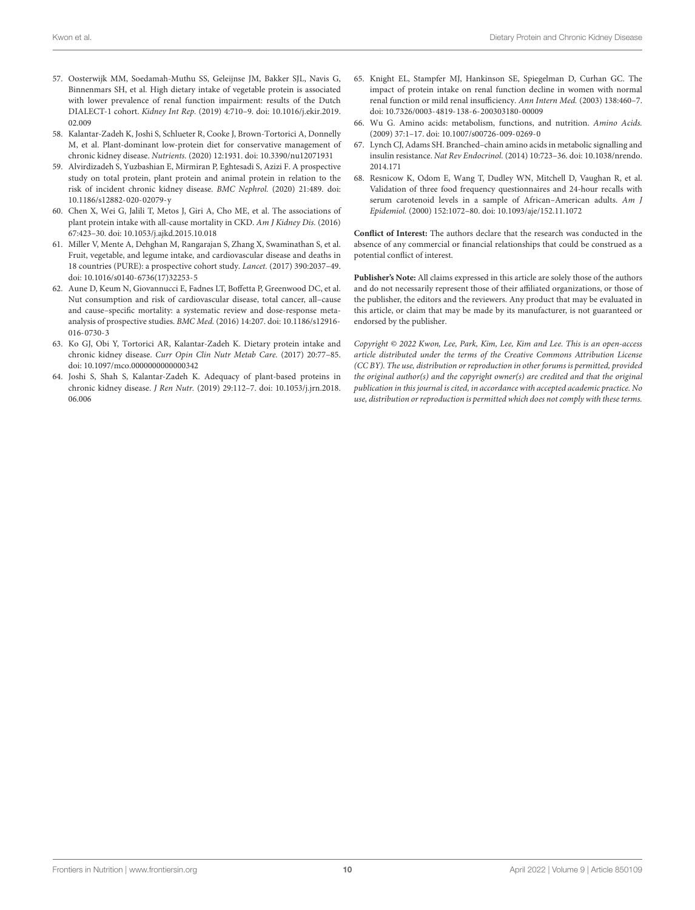57. Oosterwijk MM, Soedamah-Muthu SS, Geleijnse JM, Bakker SJL, Navis G, Binnenmars SH, et al. High dietary intake of vegetable protein is associated with lower prevalence of renal function impairment: results of the Dutch DIALECT-1 cohort. *Kidney Int Rep.* (2019) 4:710–9. doi: 10.1016/j.ekir.2019.02.009
58. Kalantar-Zadeh K, Joshi S, Schlueter R, Cooke J, Brown-Tortorici A, Donnelly M, et al. Plant-dominant low-protein diet for conservative management of chronic kidney disease. *Nutrients.* (2020) 12:1931. doi: 10.3390/nu12071931
59. Alvirdizadeh S, Yuzbashian E, Mirmiran P, Eghtesadi S, Azizi F. A prospective study on total protein, plant protein and animal protein in relation to the risk of incident chronic kidney disease. *BMC Nephrol.* (2020) 21:489. doi: 10.1186/s12882-020-02079-y
60. Chen X, Wei G, Jalili T, Metos J, Giri A, Cho ME, et al. The associations of plant protein intake with all-cause mortality in CKD. *Am J Kidney Dis.* (2016) 67:423–30. doi: 10.1053/j.ajkd.2015.10.018
61. Miller V, Mente A, Dehghan M, Rangarajan S, Zhang X, Swaminathan S, et al. Fruit, vegetable, and legume intake, and cardiovascular disease and deaths in 18 countries (PURE): a prospective cohort study. *Lancet.* (2017) 390:2037–49. doi: 10.1016/s0140-6736(17)32253-5
62. Aune D, Keum N, Giovannucci E, Fadnes LT, Boffetta P, Greenwood DC, et al. Nut consumption and risk of cardiovascular disease, total cancer, all–cause and cause–specific mortality: a systematic review and dose-response meta-analysis of prospective studies. *BMC Med.* (2016) 14:207. doi: 10.1186/s12916-016-0730-3
63. Ko GJ, Obi Y, Tortorici AR, Kalantar-Zadeh K. Dietary protein intake and chronic kidney disease. *Curr Opin Clin Nutr Metab Care.* (2017) 20:77–85. doi: 10.1097/mco.0000000000000342
64. Joshi S, Shah S, Kalantar-Zadeh K. Adequacy of plant-based proteins in chronic kidney disease. *J Ren Nutr.* (2019) 29:112–7. doi: 10.1053/j.jrn.2018.06.006
65. Knight EL, Stampfer MJ, Hankinson SE, Spiegelman D, Curhan GC. The impact of protein intake on renal function decline in women with normal renal function or mild renal insufficiency. *Ann Intern Med.* (2003) 138:460–7. doi: 10.7326/0003-4819-138-6-200303180-00009
66. Wu G. Amino acids: metabolism, functions, and nutrition. *Amino Acids.* (2009) 37:1–17. doi: 10.1007/s00726-009-0269-0
67. Lynch CJ, Adams SH. Branched–chain amino acids in metabolic signalling and insulin resistance. *Nat Rev Endocrinol.* (2014) 10:723–36. doi: 10.1038/nrendo.2014.171
68. Resnicow K, Odom E, Wang T, Dudley WN, Mitchell D, Vaughan R, et al. Validation of three food frequency questionnaires and 24-hour recalls with serum carotenoid levels in a sample of African–American adults. *Am J Epidemiol.* (2000) 152:1072–80. doi: 10.1093/aje/152.11.1072

**Conflict of Interest:** The authors declare that the research was conducted in the absence of any commercial or financial relationships that could be construed as a potential conflict of interest.

**Publisher's Note:** All claims expressed in this article are solely those of the authors and do not necessarily represent those of their affiliated organizations, or those of the publisher, the editors and the reviewers. Any product that may be evaluated in this article, or claim that may be made by its manufacturer, is not guaranteed or endorsed by the publisher.

*Copyright © 2022 Kwon, Lee, Park, Kim, Lee, Kim and Lee. This is an open-access article distributed under the terms of the Creative Commons Attribution License (CC BY). The use, distribution or reproduction in other forums is permitted, provided the original author(s) and the copyright owner(s) are credited and that the original publication in this journal is cited, in accordance with accepted academic practice. No use, distribution or reproduction is permitted which does not comply with these terms.*